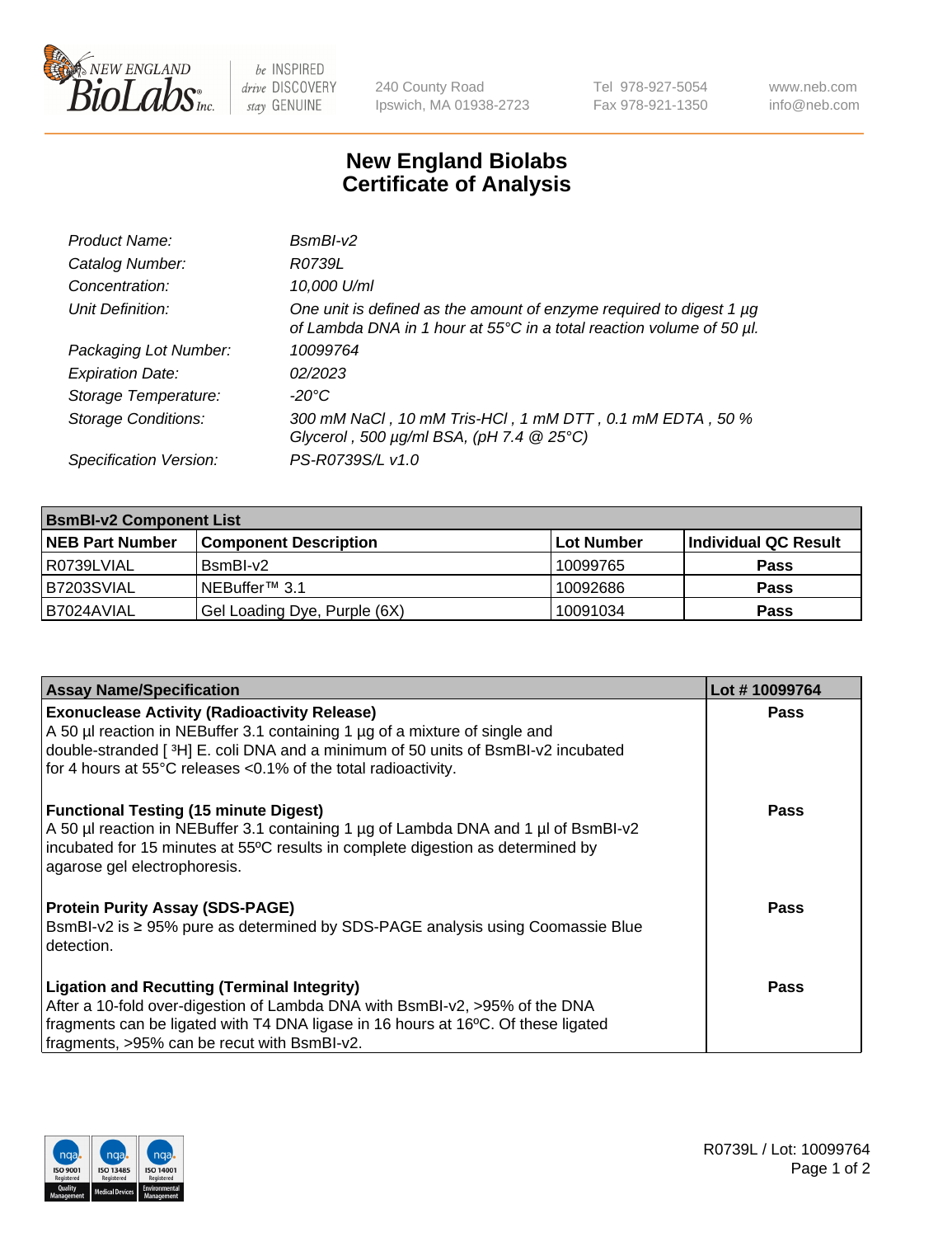# New England Biolabs
# Certificate of Analysis

| | |
|---|---|
| *Product Name:* | *BsmBI-v2* |
| *Catalog Number:* | *R0739L* |
| *Concentration:* | *10,000 U/ml* |
| *Unit Definition:* | *One unit is defined as the amount of enzyme required to digest 1 µg of Lambda DNA in 1 hour at 55°C in a total reaction volume of 50 µl.* |
| *Packaging Lot Number:* | *10099764* |
| *Expiration Date:* | *02/2023* |
| *Storage Temperature:* | *-20°C* |
| *Storage Conditions:* | *300 mM NaCl , 10 mM Tris-HCl , 1 mM DTT , 0.1 mM EDTA , 50 % Glycerol , 500 µg/ml BSA, (pH 7.4 @ 25°C)* |
| *Specification Version:* | *PS-R0739S/L v1.0* |

| **BsmBI-v2 Component List** | | | |
|---|---|---|---|
| **NEB Part Number** | **Component Description** | **Lot Number** | **Individual QC Result** |
| R0739LVIAL | BsmBI-v2 | 10099765 | **Pass** |
| B7203SVIAL | NEBuffer™ 3.1 | 10092686 | **Pass** |
| B7024AVIAL | Gel Loading Dye, Purple (6X) | 10091034 | **Pass** |

| **Assay Name/Specification** | **Lot # 10099764** |
|---|---|
| **Exonuclease Activity (Radioactivity Release)** A 50 µl reaction in NEBuffer 3.1 containing 1 µg of a mixture of single and double-stranded [ $^{3}$H] E. coli DNA and a minimum of 50 units of BsmBI-v2 incubated for 4 hours at 55°C releases <0.1% of the total radioactivity. | **Pass** |
| **Functional Testing (15 minute Digest)** A 50 µl reaction in NEBuffer 3.1 containing 1 µg of Lambda DNA and 1 µl of BsmBI-v2 incubated for 15 minutes at 55ºC results in complete digestion as determined by agarose gel electrophoresis. | **Pass** |
| **Protein Purity Assay (SDS-PAGE)** BsmBI-v2 is ≥ 95% pure as determined by SDS-PAGE analysis using Coomassie Blue detection. | **Pass** |
| **Ligation and Recutting (Terminal Integrity)** After a 10-fold over-digestion of Lambda DNA with BsmBI-v2, >95% of the DNA fragments can be ligated with T4 DNA ligase in 16 hours at 16ºC. Of these ligated fragments, >95% can be recut with BsmBI-v2. | **Pass** |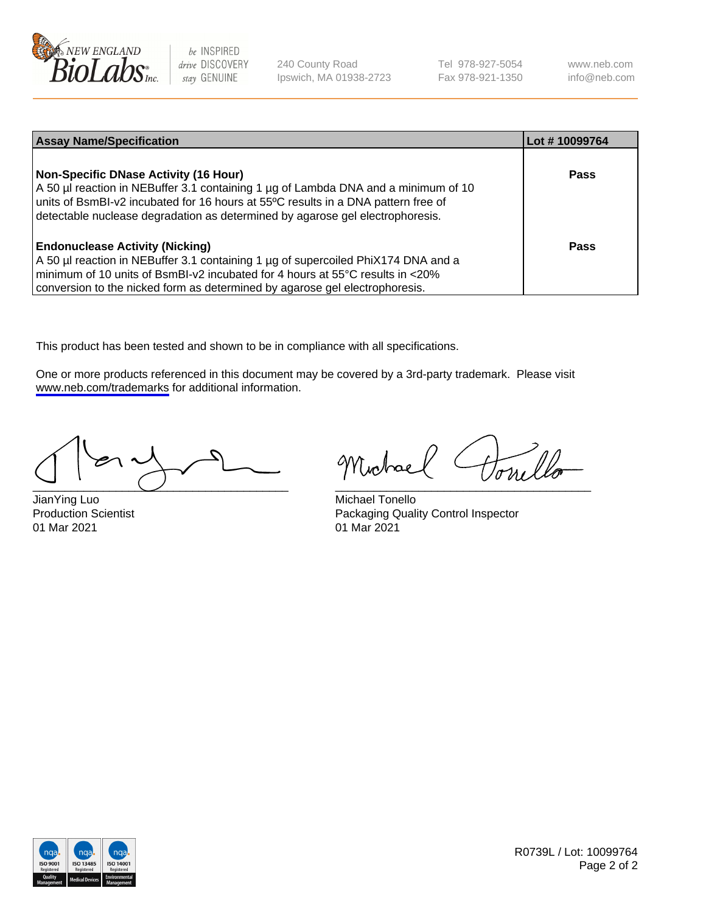| Assay Name/Specification | Lot # 10099764 |
|---|---|
| **Non-Specific DNase Activity (16 Hour)**<br>A 50 µl reaction in NEBuffer 3.1 containing 1 µg of Lambda DNA and a minimum of 10 units of BsmBI-v2 incubated for 16 hours at 55ºC results in a DNA pattern free of detectable nuclease degradation as determined by agarose gel electrophoresis. | **Pass** |
| **Endonuclease Activity (Nicking)**<br>A 50 µl reaction in NEBuffer 3.1 containing 1 µg of supercoiled PhiX174 DNA and a minimum of 10 units of BsmBI-v2 incubated for 4 hours at 55°C results in <20% conversion to the nicked form as determined by agarose gel electrophoresis. | **Pass** |

This product has been tested and shown to be in compliance with all specifications.

One or more products referenced in this document may be covered by a 3rd-party trademark. Please visit www.neb.com/trademarks for additional information.

JianYing Luo
Production Scientist
01 Mar 2021

Michael Tonello
Packaging Quality Control Inspector
01 Mar 2021

R0739L / Lot: 10099764